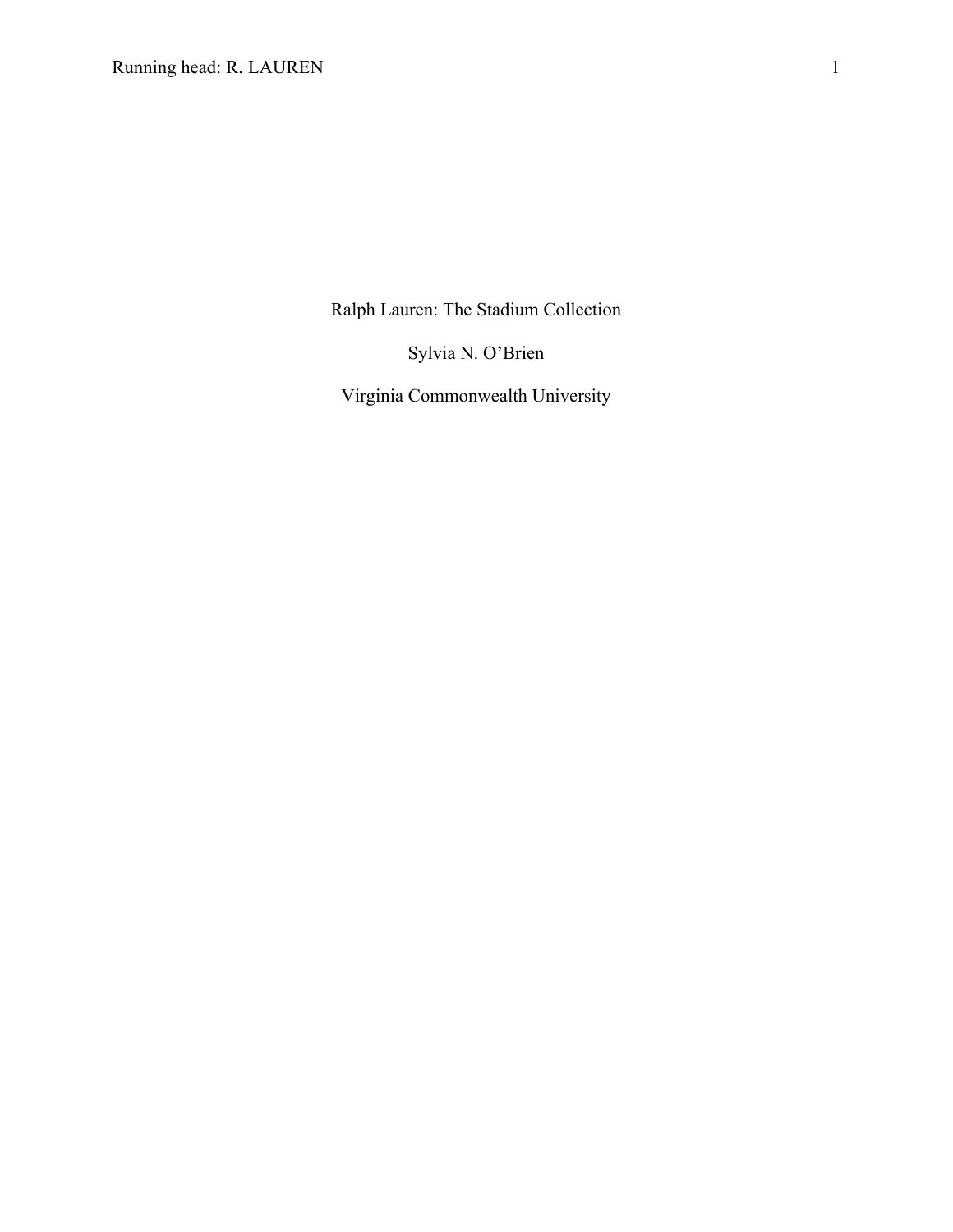# Ralph Lauren: The Stadium Collection

Sylvia N. O'Brien

Virginia Commonwealth University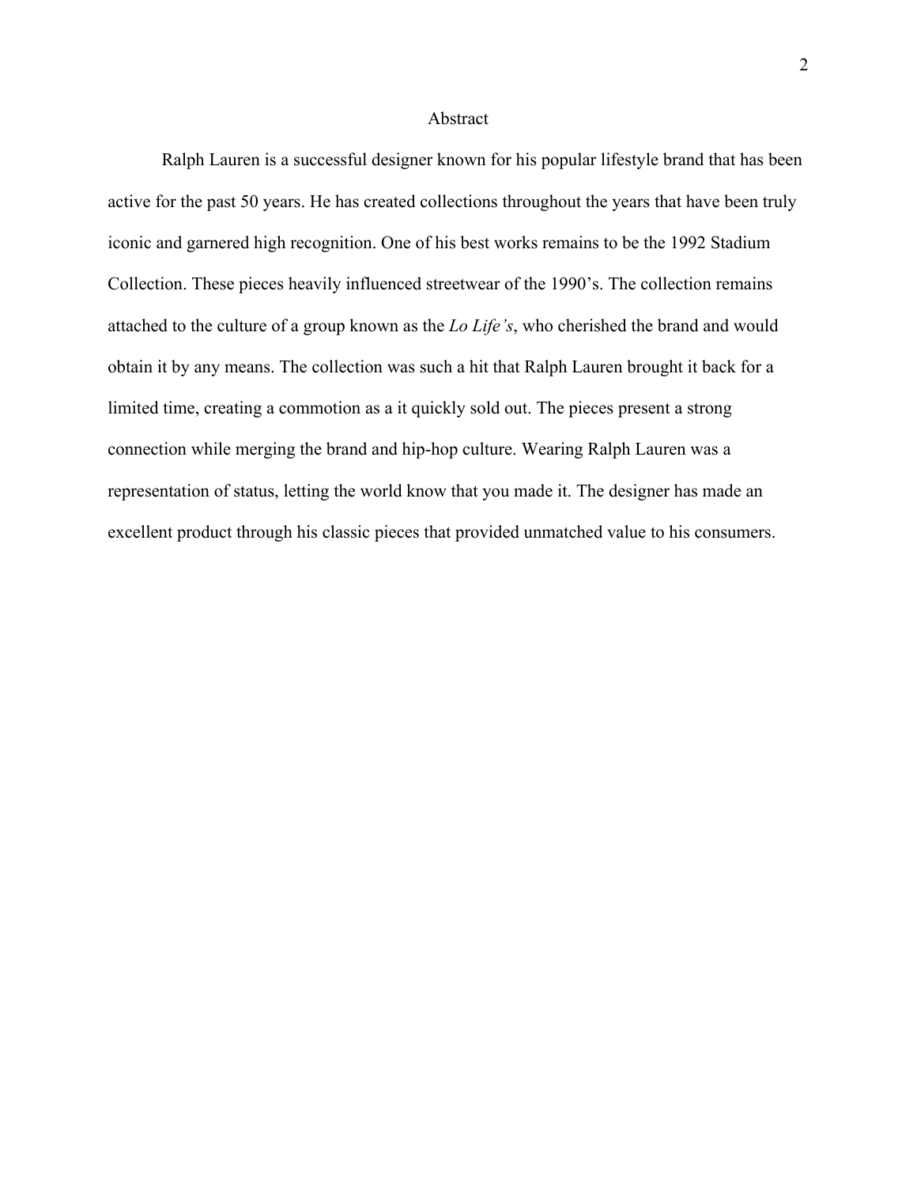# Abstract

Ralph Lauren is a successful designer known for his popular lifestyle brand that has been active for the past 50 years. He has created collections throughout the years that have been truly iconic and garnered high recognition. One of his best works remains to be the 1992 Stadium Collection. These pieces heavily influenced streetwear of the 1990's. The collection remains attached to the culture of a group known as the *Lo Life's*, who cherished the brand and would obtain it by any means. The collection was such a hit that Ralph Lauren brought it back for a limited time, creating a commotion as a it quickly sold out. The pieces present a strong connection while merging the brand and hip-hop culture. Wearing Ralph Lauren was a representation of status, letting the world know that you made it. The designer has made an excellent product through his classic pieces that provided unmatched value to his consumers.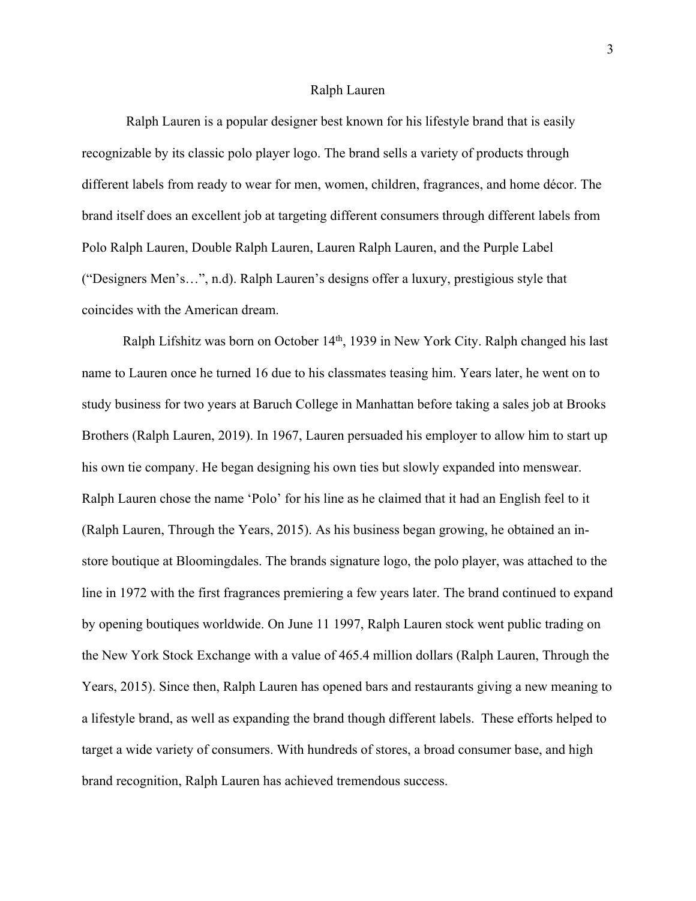# Ralph Lauren

Ralph Lauren is a popular designer best known for his lifestyle brand that is easily recognizable by its classic polo player logo. The brand sells a variety of products through different labels from ready to wear for men, women, children, fragrances, and home décor. The brand itself does an excellent job at targeting different consumers through different labels from Polo Ralph Lauren, Double Ralph Lauren, Lauren Ralph Lauren, and the Purple Label ("Designers Men's…", n.d). Ralph Lauren's designs offer a luxury, prestigious style that coincides with the American dream.

Ralph Lifshitz was born on October 14th, 1939 in New York City. Ralph changed his last name to Lauren once he turned 16 due to his classmates teasing him. Years later, he went on to study business for two years at Baruch College in Manhattan before taking a sales job at Brooks Brothers (Ralph Lauren, 2019). In 1967, Lauren persuaded his employer to allow him to start up his own tie company. He began designing his own ties but slowly expanded into menswear. Ralph Lauren chose the name 'Polo' for his line as he claimed that it had an English feel to it (Ralph Lauren, Through the Years, 2015). As his business began growing, he obtained an in-store boutique at Bloomingdales. The brands signature logo, the polo player, was attached to the line in 1972 with the first fragrances premiering a few years later. The brand continued to expand by opening boutiques worldwide. On June 11 1997, Ralph Lauren stock went public trading on the New York Stock Exchange with a value of 465.4 million dollars (Ralph Lauren, Through the Years, 2015). Since then, Ralph Lauren has opened bars and restaurants giving a new meaning to a lifestyle brand, as well as expanding the brand though different labels. These efforts helped to target a wide variety of consumers. With hundreds of stores, a broad consumer base, and high brand recognition, Ralph Lauren has achieved tremendous success.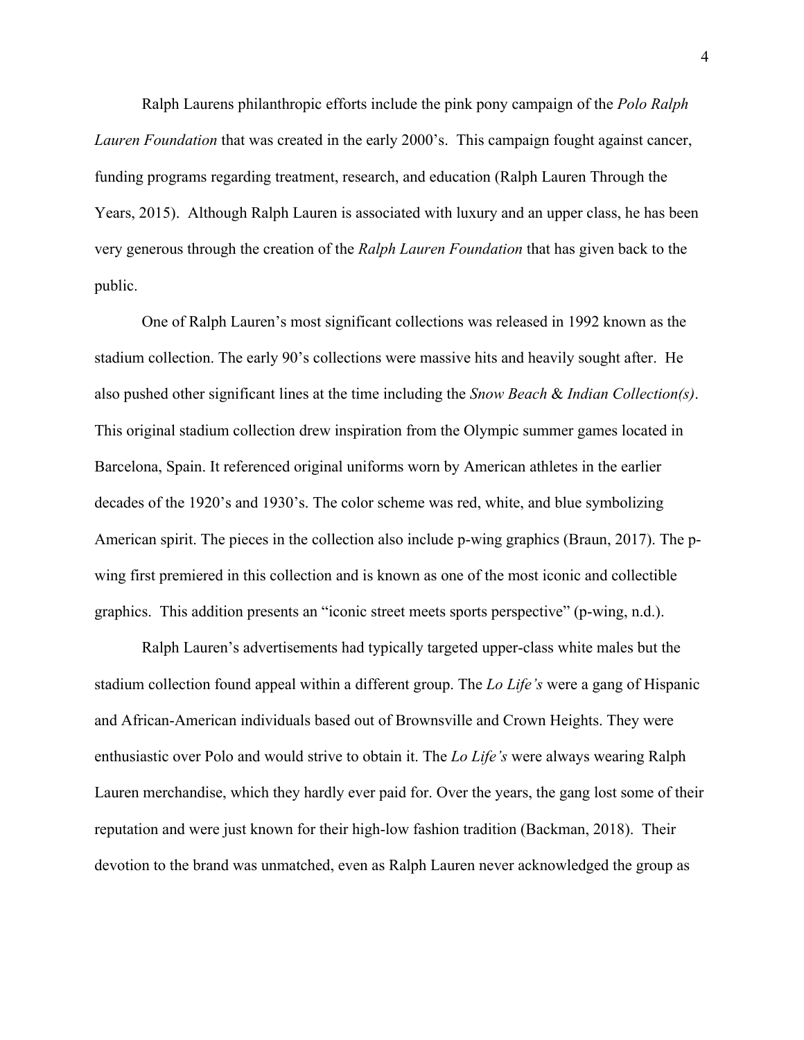Ralph Laurens philanthropic efforts include the pink pony campaign of the *Polo Ralph Lauren Foundation* that was created in the early 2000's. This campaign fought against cancer, funding programs regarding treatment, research, and education (Ralph Lauren Through the Years, 2015). Although Ralph Lauren is associated with luxury and an upper class, he has been very generous through the creation of the *Ralph Lauren Foundation* that has given back to the public.

One of Ralph Lauren's most significant collections was released in 1992 known as the stadium collection. The early 90's collections were massive hits and heavily sought after. He also pushed other significant lines at the time including the *Snow Beach* & *Indian Collection(s)*. This original stadium collection drew inspiration from the Olympic summer games located in Barcelona, Spain. It referenced original uniforms worn by American athletes in the earlier decades of the 1920's and 1930's. The color scheme was red, white, and blue symbolizing American spirit. The pieces in the collection also include p-wing graphics (Braun, 2017). The p-wing first premiered in this collection and is known as one of the most iconic and collectible graphics. This addition presents an "iconic street meets sports perspective" (p-wing, n.d.).

Ralph Lauren's advertisements had typically targeted upper-class white males but the stadium collection found appeal within a different group. The *Lo Life's* were a gang of Hispanic and African-American individuals based out of Brownsville and Crown Heights. They were enthusiastic over Polo and would strive to obtain it. The *Lo Life's* were always wearing Ralph Lauren merchandise, which they hardly ever paid for. Over the years, the gang lost some of their reputation and were just known for their high-low fashion tradition (Backman, 2018). Their devotion to the brand was unmatched, even as Ralph Lauren never acknowledged the group as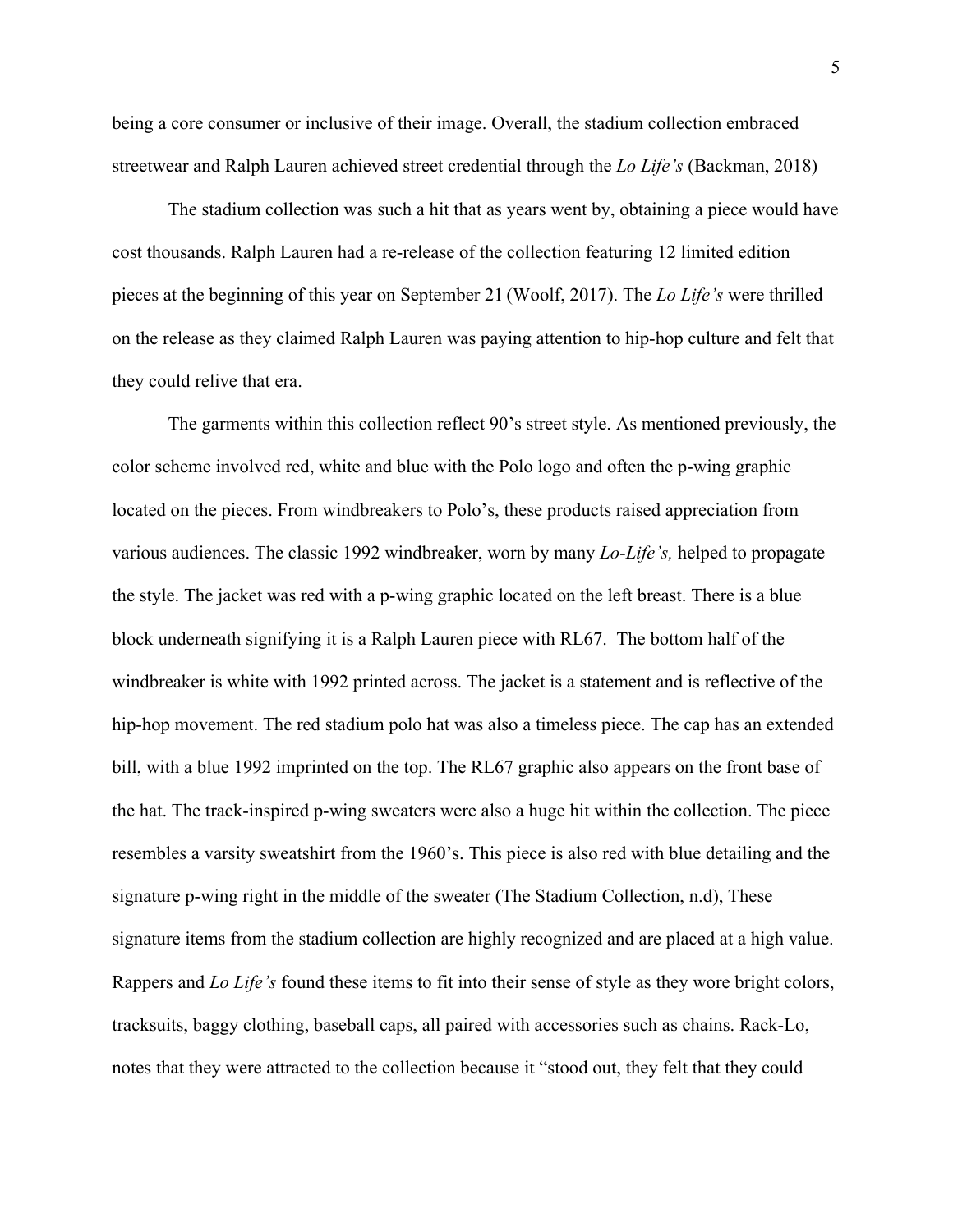being a core consumer or inclusive of their image. Overall, the stadium collection embraced streetwear and Ralph Lauren achieved street credential through the *Lo Life's* (Backman, 2018)

The stadium collection was such a hit that as years went by, obtaining a piece would have cost thousands. Ralph Lauren had a re-release of the collection featuring 12 limited edition pieces at the beginning of this year on September 21 (Woolf, 2017). The *Lo Life's* were thrilled on the release as they claimed Ralph Lauren was paying attention to hip-hop culture and felt that they could relive that era.

The garments within this collection reflect 90's street style. As mentioned previously, the color scheme involved red, white and blue with the Polo logo and often the p-wing graphic located on the pieces. From windbreakers to Polo's, these products raised appreciation from various audiences. The classic 1992 windbreaker, worn by many *Lo-Life's,* helped to propagate the style. The jacket was red with a p-wing graphic located on the left breast. There is a blue block underneath signifying it is a Ralph Lauren piece with RL67. The bottom half of the windbreaker is white with 1992 printed across. The jacket is a statement and is reflective of the hip-hop movement. The red stadium polo hat was also a timeless piece. The cap has an extended bill, with a blue 1992 imprinted on the top. The RL67 graphic also appears on the front base of the hat. The track-inspired p-wing sweaters were also a huge hit within the collection. The piece resembles a varsity sweatshirt from the 1960's. This piece is also red with blue detailing and the signature p-wing right in the middle of the sweater (The Stadium Collection, n.d), These signature items from the stadium collection are highly recognized and are placed at a high value. Rappers and *Lo Life's* found these items to fit into their sense of style as they wore bright colors, tracksuits, baggy clothing, baseball caps, all paired with accessories such as chains. Rack-Lo, notes that they were attracted to the collection because it "stood out, they felt that they could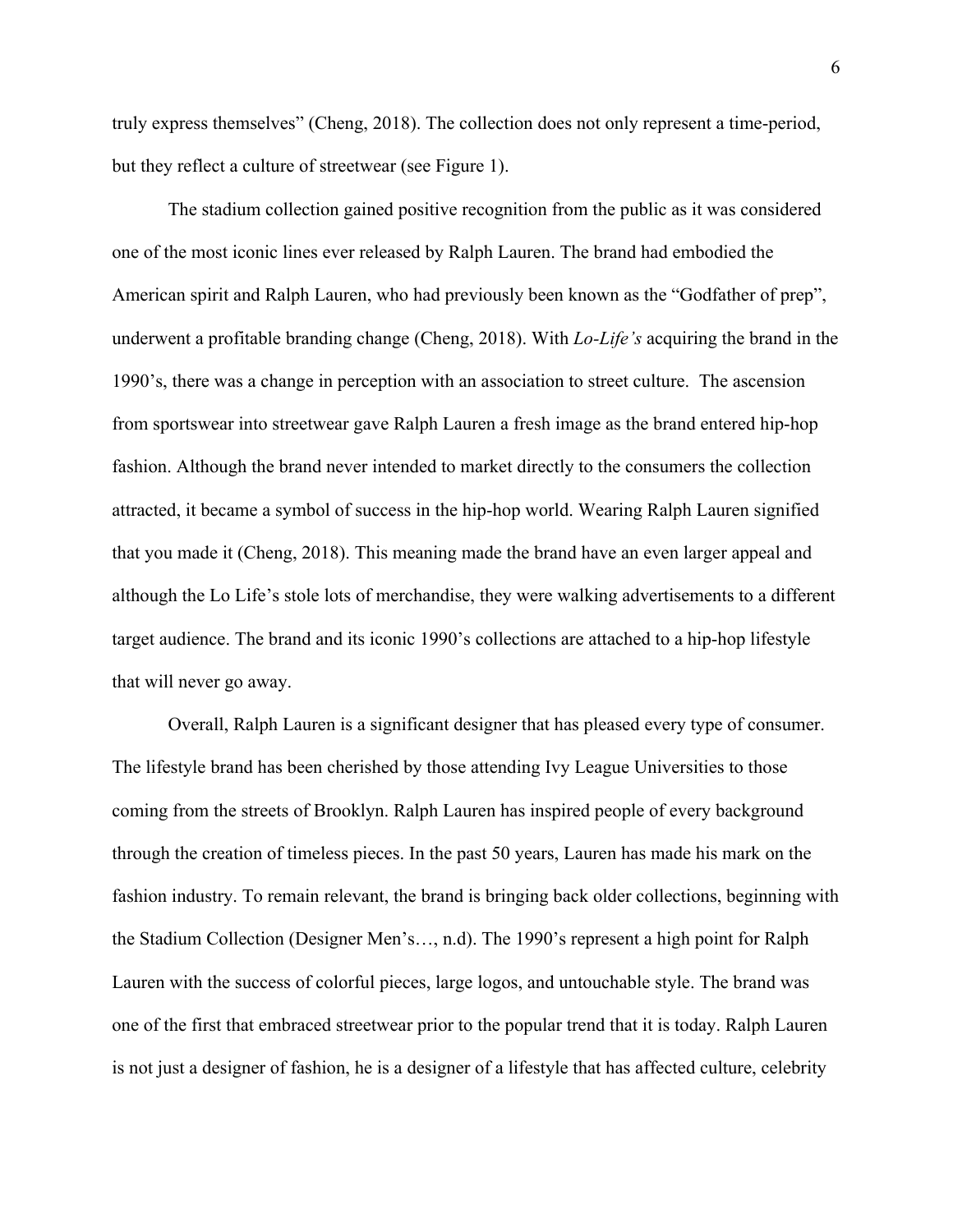truly express themselves" (Cheng, 2018). The collection does not only represent a time-period, but they reflect a culture of streetwear (see Figure 1).

The stadium collection gained positive recognition from the public as it was considered one of the most iconic lines ever released by Ralph Lauren. The brand had embodied the American spirit and Ralph Lauren, who had previously been known as the "Godfather of prep", underwent a profitable branding change (Cheng, 2018). With *Lo-Life's* acquiring the brand in the 1990's, there was a change in perception with an association to street culture. The ascension from sportswear into streetwear gave Ralph Lauren a fresh image as the brand entered hip-hop fashion. Although the brand never intended to market directly to the consumers the collection attracted, it became a symbol of success in the hip-hop world. Wearing Ralph Lauren signified that you made it (Cheng, 2018). This meaning made the brand have an even larger appeal and although the Lo Life's stole lots of merchandise, they were walking advertisements to a different target audience. The brand and its iconic 1990's collections are attached to a hip-hop lifestyle that will never go away.

Overall, Ralph Lauren is a significant designer that has pleased every type of consumer. The lifestyle brand has been cherished by those attending Ivy League Universities to those coming from the streets of Brooklyn. Ralph Lauren has inspired people of every background through the creation of timeless pieces. In the past 50 years, Lauren has made his mark on the fashion industry. To remain relevant, the brand is bringing back older collections, beginning with the Stadium Collection (Designer Men's…, n.d). The 1990's represent a high point for Ralph Lauren with the success of colorful pieces, large logos, and untouchable style. The brand was one of the first that embraced streetwear prior to the popular trend that it is today. Ralph Lauren is not just a designer of fashion, he is a designer of a lifestyle that has affected culture, celebrity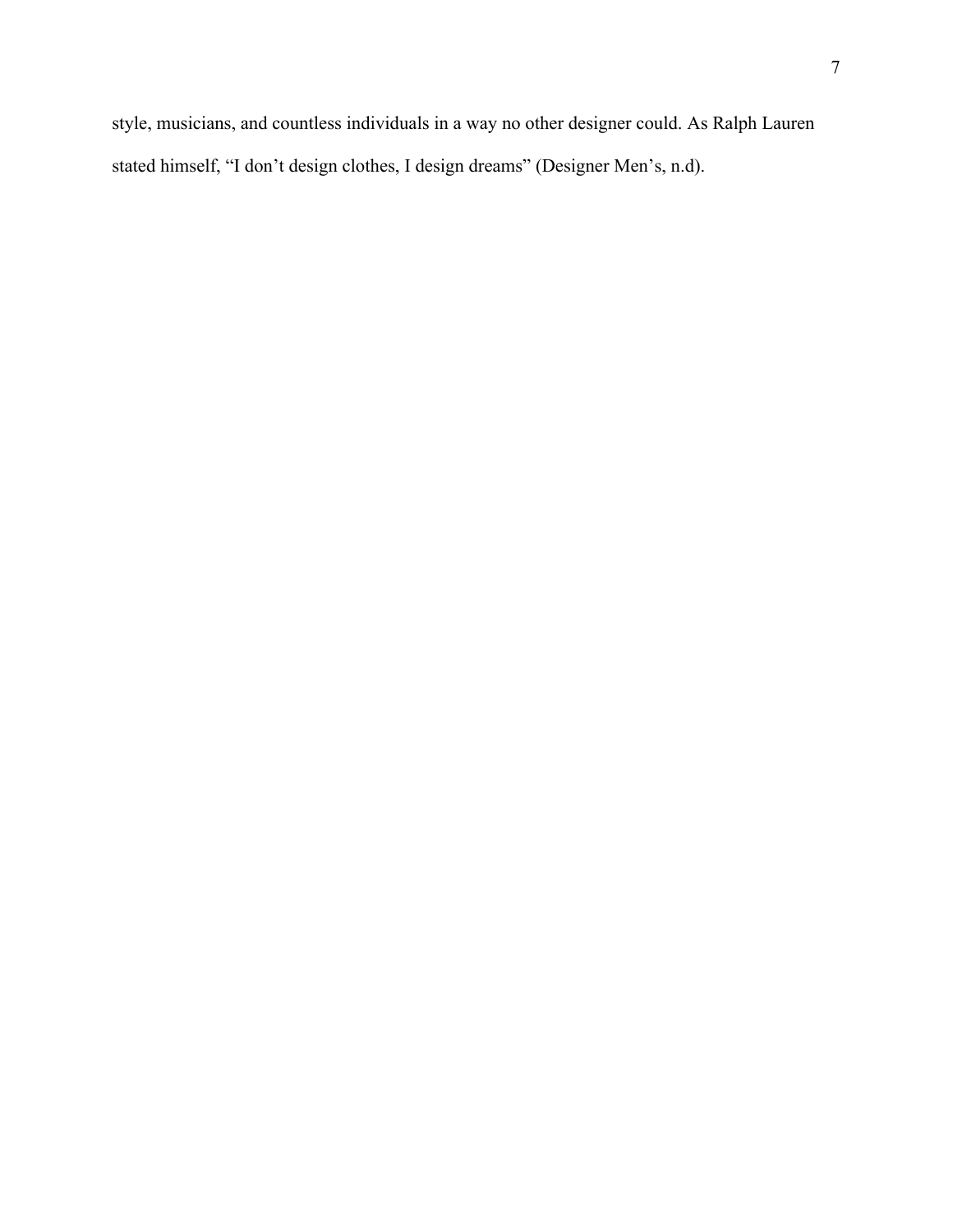style, musicians, and countless individuals in a way no other designer could. As Ralph Lauren stated himself, “I don’t design clothes, I design dreams” (Designer Men’s, n.d).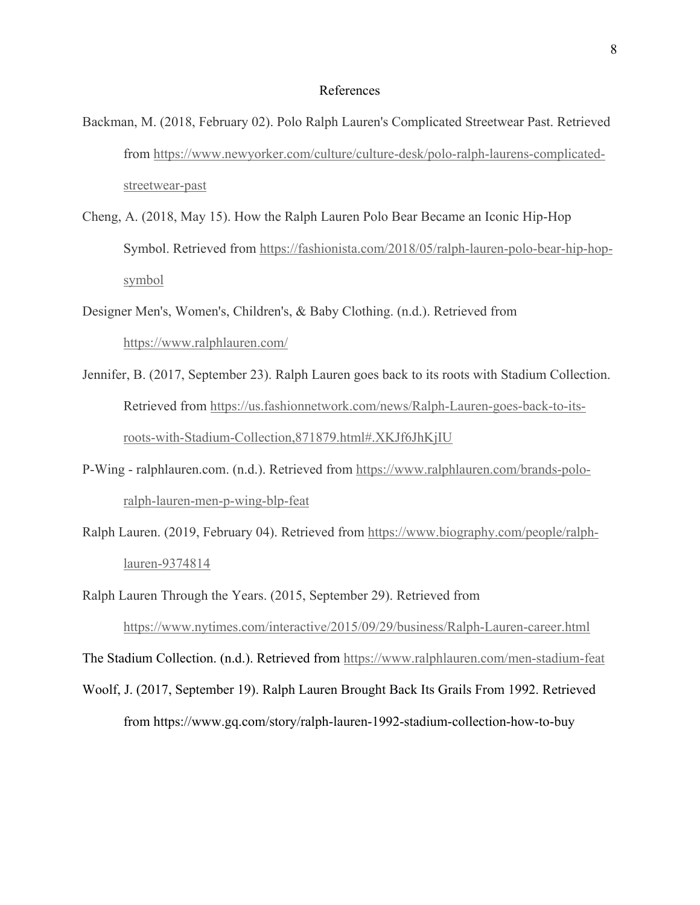# References

Backman, M. (2018, February 02). Polo Ralph Lauren's Complicated Streetwear Past. Retrieved from https://www.newyorker.com/culture/culture-desk/polo-ralph-laurens-complicated-streetwear-past

Cheng, A. (2018, May 15). How the Ralph Lauren Polo Bear Became an Iconic Hip-Hop Symbol. Retrieved from https://fashionista.com/2018/05/ralph-lauren-polo-bear-hip-hop-symbol

Designer Men's, Women's, Children's, & Baby Clothing. (n.d.). Retrieved from https://www.ralphlauren.com/

Jennifer, B. (2017, September 23). Ralph Lauren goes back to its roots with Stadium Collection. Retrieved from https://us.fashionnetwork.com/news/Ralph-Lauren-goes-back-to-its-roots-with-Stadium-Collection,871879.html#.XKJf6JhKjIU

P-Wing - ralphlauren.com. (n.d.). Retrieved from https://www.ralphlauren.com/brands-polo-ralph-lauren-men-p-wing-blp-feat

Ralph Lauren. (2019, February 04). Retrieved from https://www.biography.com/people/ralph-lauren-9374814

Ralph Lauren Through the Years. (2015, September 29). Retrieved from https://www.nytimes.com/interactive/2015/09/29/business/Ralph-Lauren-career.html

The Stadium Collection. (n.d.). Retrieved from https://www.ralphlauren.com/men-stadium-feat

Woolf, J. (2017, September 19). Ralph Lauren Brought Back Its Grails From 1992. Retrieved from https://www.gq.com/story/ralph-lauren-1992-stadium-collection-how-to-buy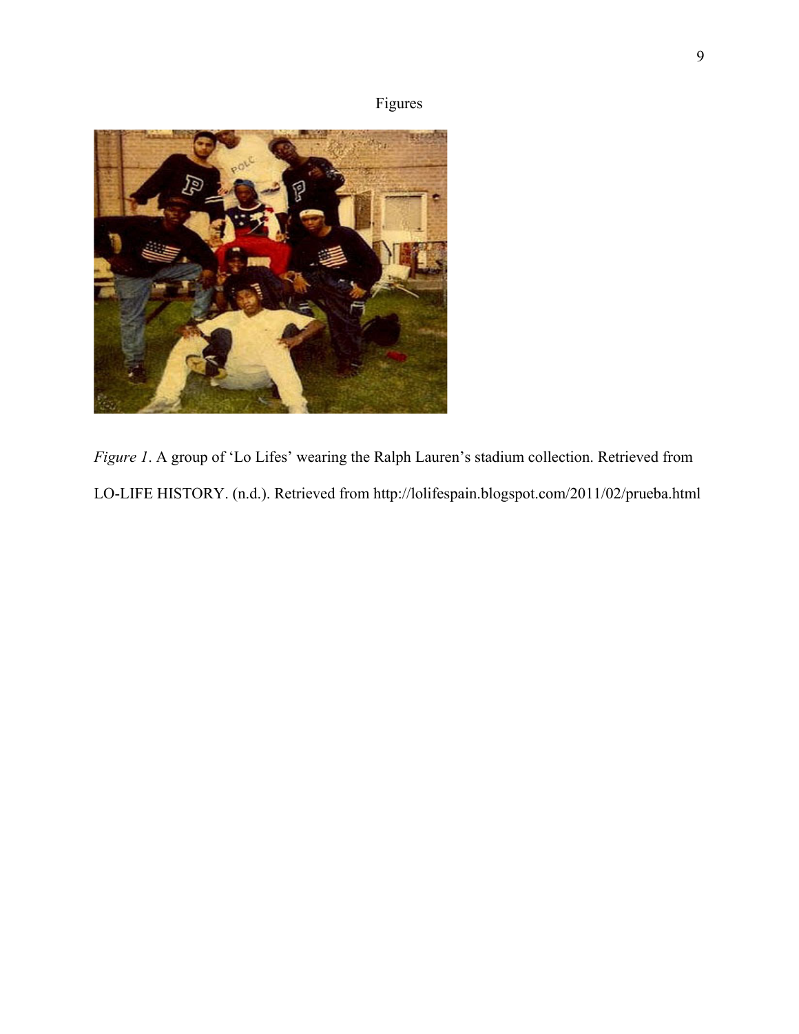# Figures

*Figure 1*. A group of 'Lo Lifes' wearing the Ralph Lauren's stadium collection. Retrieved from LO-LIFE HISTORY. (n.d.). Retrieved from http://lolifespain.blogspot.com/2011/02/prueba.html